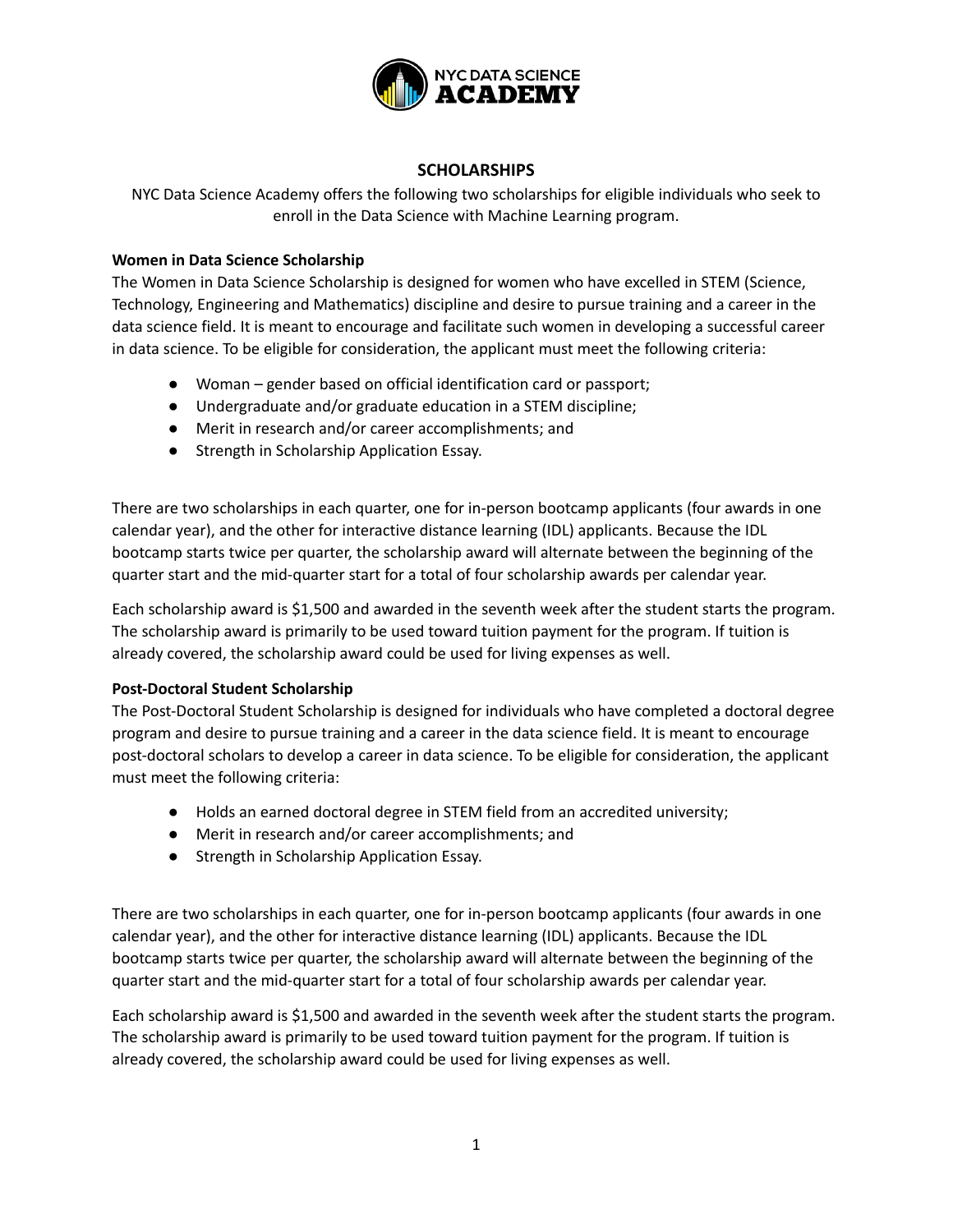# SCHOLARSHIPS

NYC Data Science Academy offers the following two scholarships for eligible individuals who seek to enroll in the Data Science with Machine Learning program.

**Women in Data Science Scholarship**

The Women in Data Science Scholarship is designed for women who have excelled in STEM (Science, Technology, Engineering and Mathematics) discipline and desire to pursue training and a career in the data science field. It is meant to encourage and facilitate such women in developing a successful career in data science. To be eligible for consideration, the applicant must meet the following criteria:

- Woman – gender based on official identification card or passport;
- Undergraduate and/or graduate education in a STEM discipline;
- Merit in research and/or career accomplishments; and
- Strength in Scholarship Application Essay.

There are two scholarships in each quarter, one for in-person bootcamp applicants (four awards in one calendar year), and the other for interactive distance learning (IDL) applicants. Because the IDL bootcamp starts twice per quarter, the scholarship award will alternate between the beginning of the quarter start and the mid-quarter start for a total of four scholarship awards per calendar year.

Each scholarship award is $1,500 and awarded in the seventh week after the student starts the program. The scholarship award is primarily to be used toward tuition payment for the program. If tuition is already covered, the scholarship award could be used for living expenses as well.

**Post-Doctoral Student Scholarship**

The Post-Doctoral Student Scholarship is designed for individuals who have completed a doctoral degree program and desire to pursue training and a career in the data science field. It is meant to encourage post-doctoral scholars to develop a career in data science. To be eligible for consideration, the applicant must meet the following criteria:

- Holds an earned doctoral degree in STEM field from an accredited university;
- Merit in research and/or career accomplishments; and
- Strength in Scholarship Application Essay.

There are two scholarships in each quarter, one for in-person bootcamp applicants (four awards in one calendar year), and the other for interactive distance learning (IDL) applicants. Because the IDL bootcamp starts twice per quarter, the scholarship award will alternate between the beginning of the quarter start and the mid-quarter start for a total of four scholarship awards per calendar year.

Each scholarship award is $1,500 and awarded in the seventh week after the student starts the program. The scholarship award is primarily to be used toward tuition payment for the program. If tuition is already covered, the scholarship award could be used for living expenses as well.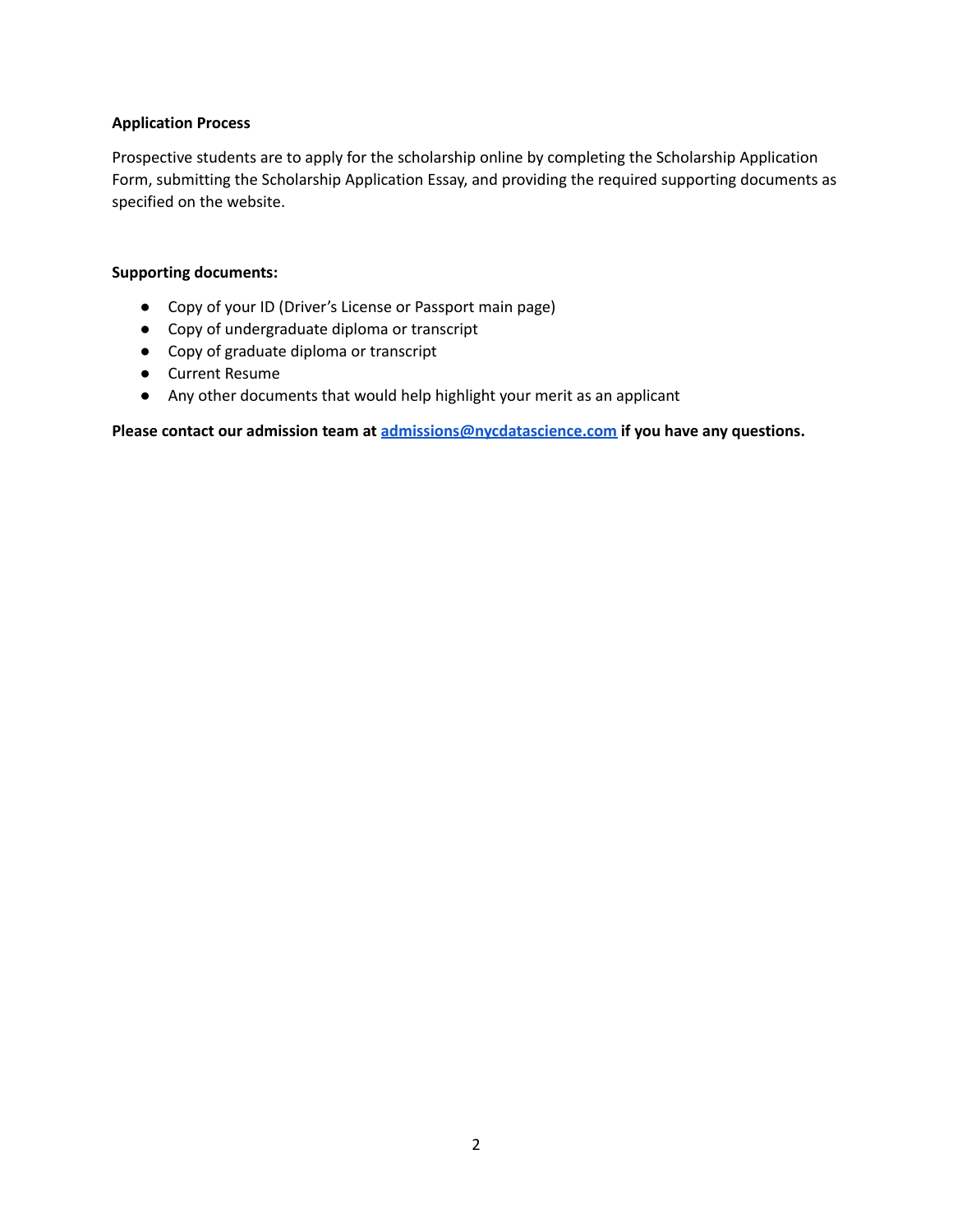**Application Process**

Prospective students are to apply for the scholarship online by completing the Scholarship Application Form, submitting the Scholarship Application Essay, and providing the required supporting documents as specified on the website.

**Supporting documents:**

- Copy of your ID (Driver's License or Passport main page)
- Copy of undergraduate diploma or transcript
- Copy of graduate diploma or transcript
- Current Resume
- Any other documents that would help highlight your merit as an applicant

**Please contact our admission team at [admissions@nycdatascience.com](mailto:admissions@nycdatascience.com) if you have any questions.**